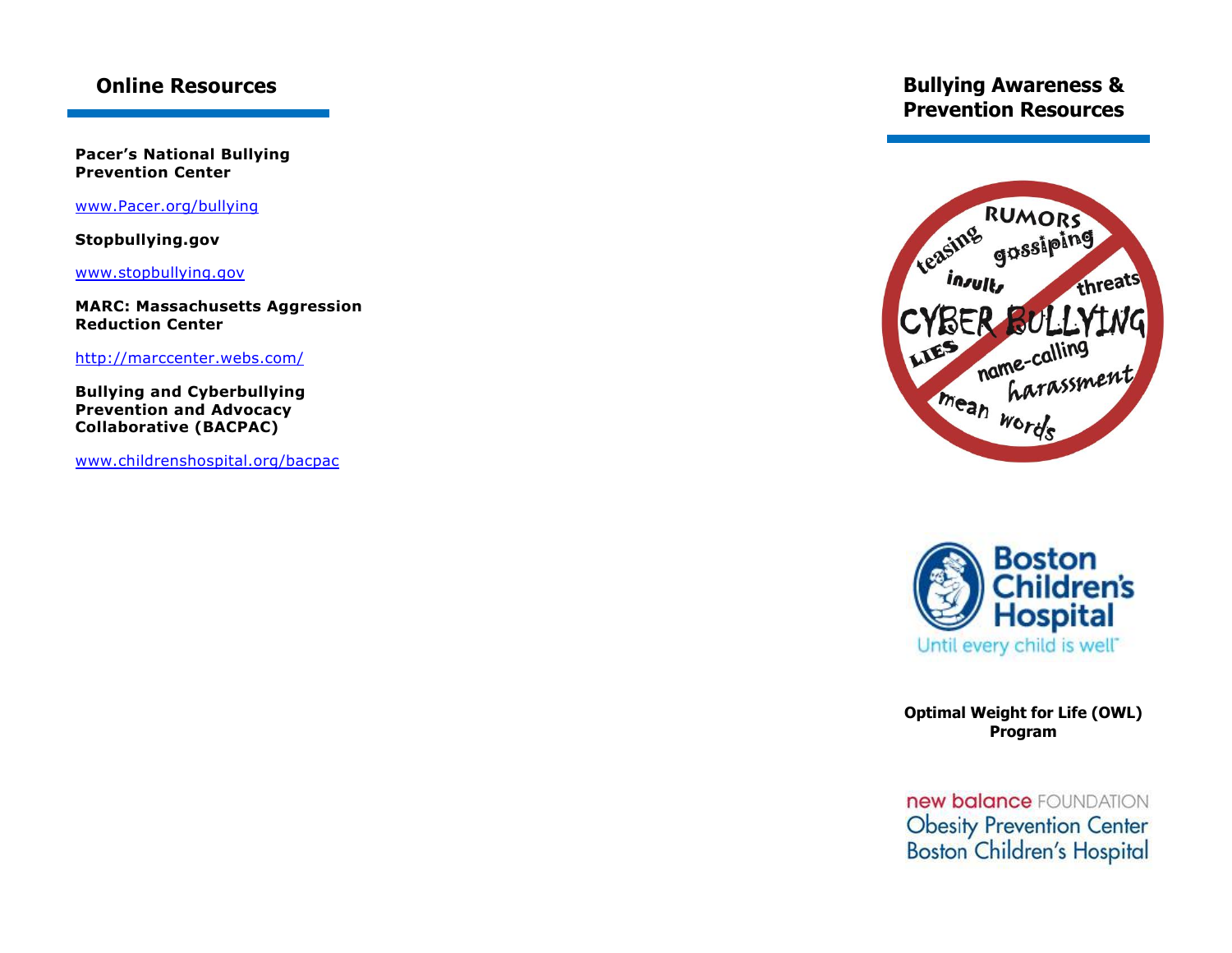## Online Resources

**Pacer's National Bullying Prevention Center**

www.Pacer.org/bullying

**Stopbullying.gov**

www.stopbullying.gov

**MARC: Massachusetts Aggression Reduction Center**

http://marccenter.webs.com/

**Bullying and Cyberbullying Prevention and Advocacy Collaborative (BACPAC)**

www.childrenshospital.org/bacpac

## Bullying Awareness & Prevention Resources

RUMORS teasing gossiping insults threats CYBER BULLYING LIES name-calling harassment mean words

Boston Children's Hospital

Until every child is well

**Optimal Weight for Life (OWL) Program**

new balance FOUNDATION
Obesity Prevention Center
Boston Children's Hospital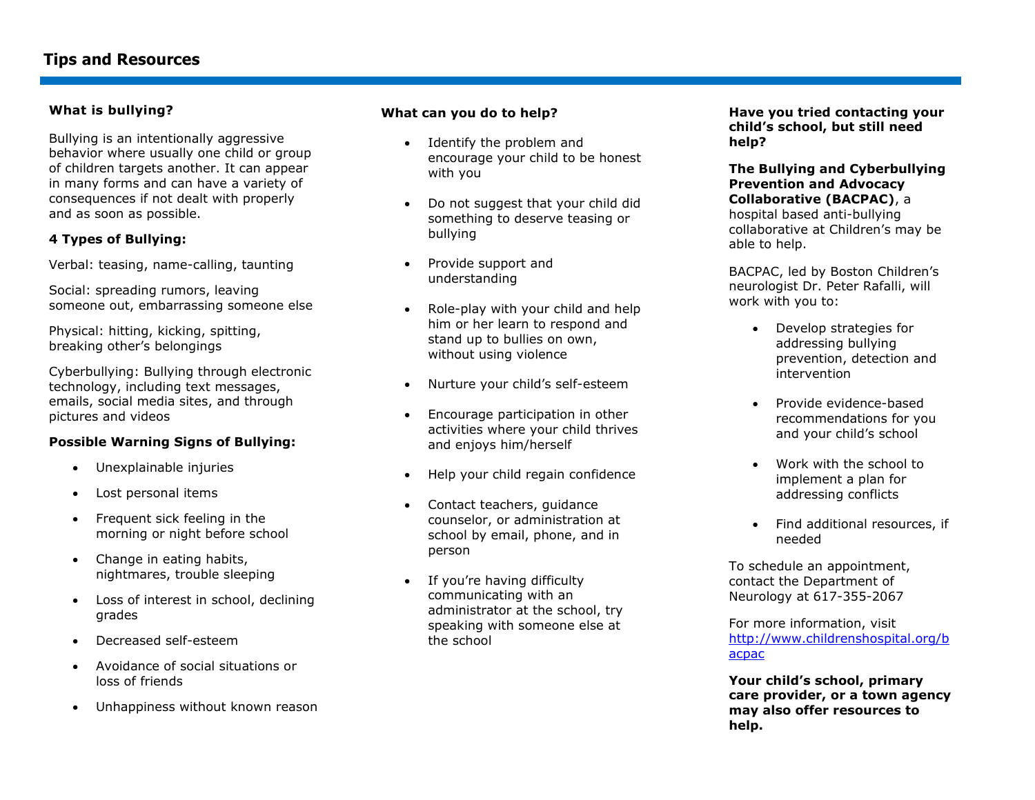# Tips and Resources

### What is bullying?

Bullying is an intentionally aggressive behavior where usually one child or group of children targets another. It can appear in many forms and can have a variety of consequences if not dealt with properly and as soon as possible.

**4 Types of Bullying:**

Verbal: teasing, name-calling, taunting

Social: spreading rumors, leaving someone out, embarrassing someone else

Physical: hitting, kicking, spitting, breaking other's belongings

Cyberbullying: Bullying through electronic technology, including text messages, emails, social media sites, and through pictures and videos

**Possible Warning Signs of Bullying:**

- Unexplainable injuries
- Lost personal items
- Frequent sick feeling in the morning or night before school
- Change in eating habits, nightmares, trouble sleeping
- Loss of interest in school, declining grades
- Decreased self-esteem
- Avoidance of social situations or loss of friends
- Unhappiness without known reason

### What can you do to help?

- Identify the problem and encourage your child to be honest with you
- Do not suggest that your child did something to deserve teasing or bullying
- Provide support and understanding
- Role-play with your child and help him or her learn to respond and stand up to bullies on own, without using violence
- Nurture your child's self-esteem
- Encourage participation in other activities where your child thrives and enjoys him/herself
- Help your child regain confidence
- Contact teachers, guidance counselor, or administration at school by email, phone, and in person
- If you're having difficulty communicating with an administrator at the school, try speaking with someone else at the school

### Have you tried contacting your child's school, but still need help?

**The Bullying and Cyberbullying Prevention and Advocacy Collaborative (BACPAC)**, a hospital based anti-bullying collaborative at Children's may be able to help.

BACPAC, led by Boston Children's neurologist Dr. Peter Rafalli, will work with you to:

- Develop strategies for addressing bullying prevention, detection and intervention
- Provide evidence-based recommendations for you and your child's school
- Work with the school to implement a plan for addressing conflicts
- Find additional resources, if needed

To schedule an appointment, contact the Department of Neurology at 617-355-2067

For more information, visit http://www.childrenshospital.org/bacpac

**Your child's school, primary care provider, or a town agency may also offer resources to help.**